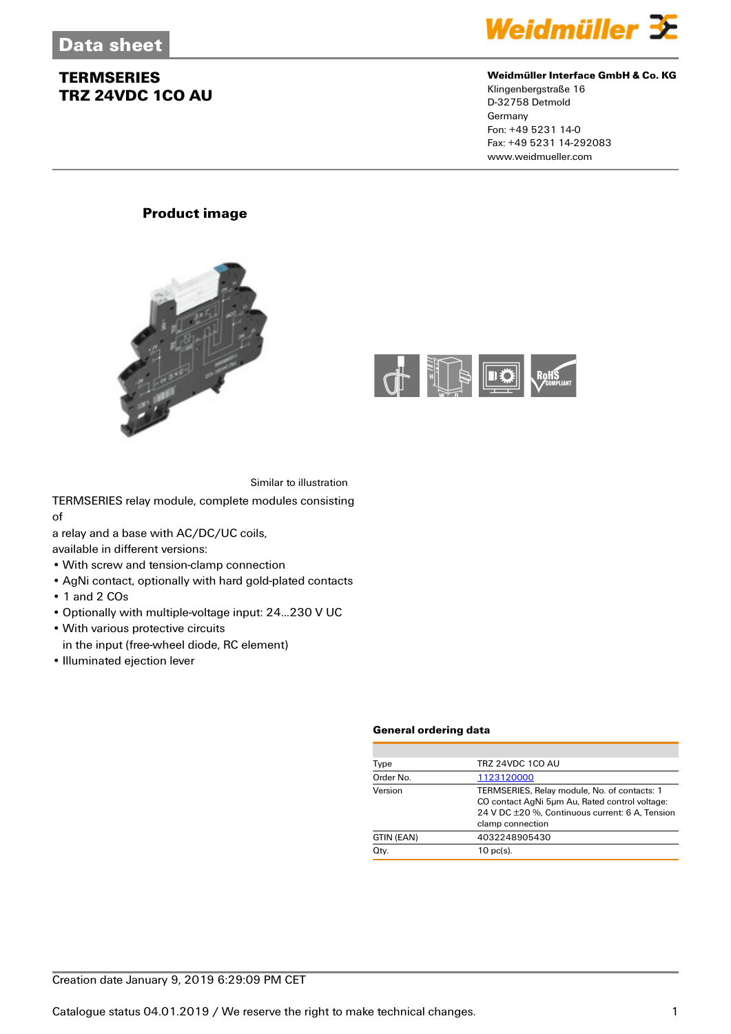Data sheet

# TERMSERIES
# TRZ 24VDC 1CO AU

**Weidmüller Interface GmbH & Co. KG**
Klingenbergstraße 16
D-32758 Detmold
Germany
Fon: +49 5231 14-0
Fax: +49 5231 14-292083
www.weidmueller.com

## Product image

Similar to illustration

TERMSERIES relay module, complete modules consisting of
a relay and a base with AC/DC/UC coils,
available in different versions:

- With screw and tension-clamp connection
- AgNi contact, optionally with hard gold-plated contacts
- 1 and 2 COs
- Optionally with multiple-voltage input: 24...230 V UC
- With various protective circuits
  in the input (free-wheel diode, RC element)
- Illuminated ejection lever

### General ordering data

| | |
|---|---|
| Type | TRZ 24VDC 1CO AU |
| Order No. | 1123120000 |
| Version | TERMSERIES, Relay module, No. of contacts: 1 CO contact AgNi 5µm Au, Rated control voltage: 24 V DC ±20 %, Continuous current: 6 A, Tension clamp connection |
| GTIN (EAN) | 4032248905430 |
| Qty. | 10 pc(s). |

Creation date January 9, 2019 6:29:09 PM CET

Catalogue status 04.01.2019 / We reserve the right to make technical changes.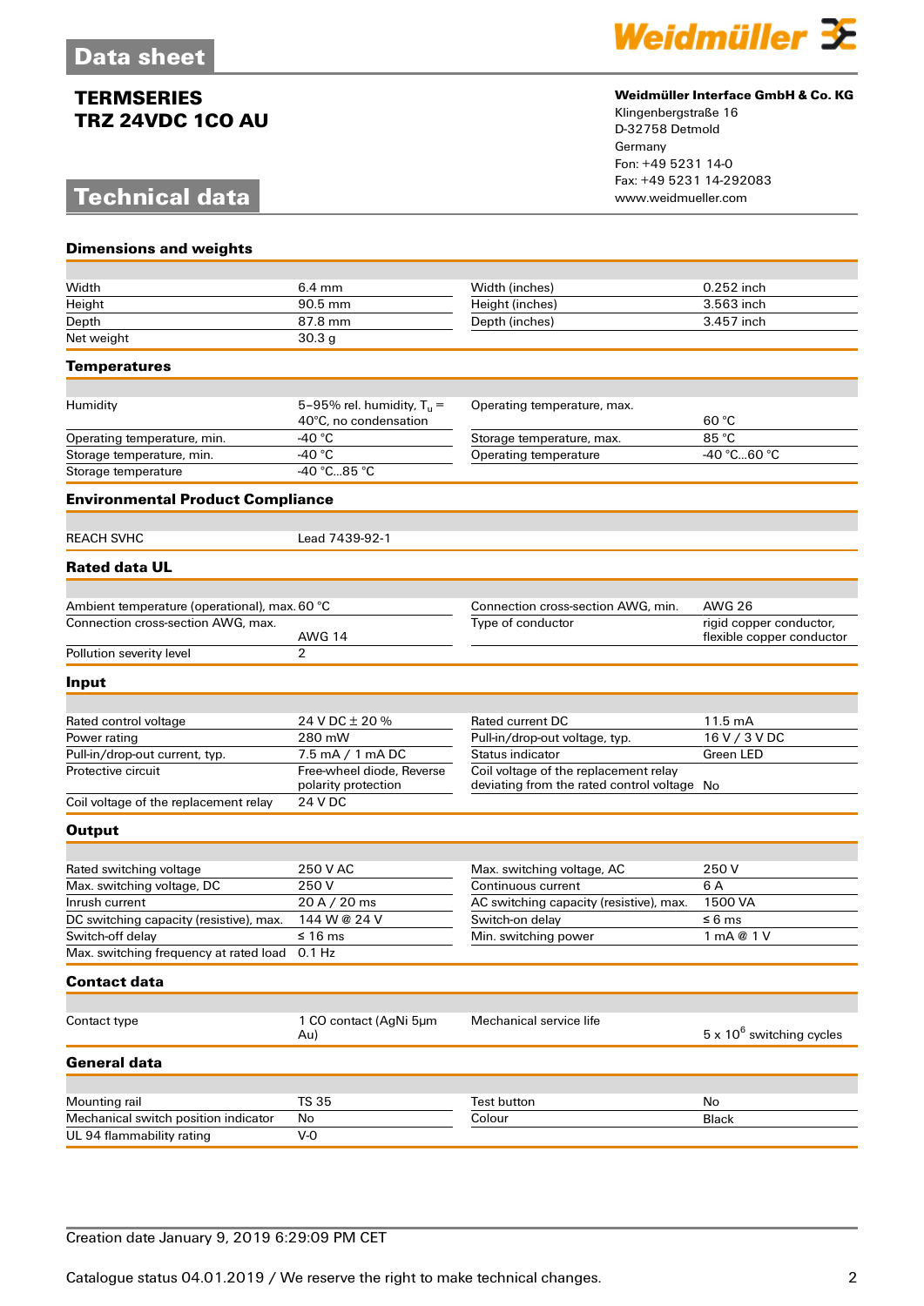# Data sheet

## TERMSERIES
## TRZ 24VDC 1CO AU

**Weidmüller Interface GmbH & Co. KG**
Klingenbergstraße 16
D-32758 Detmold
Germany
Fon: +49 5231 14-0
Fax: +49 5231 14-292083
www.weidmueller.com

# Technical data

### Dimensions and weights

| | | | |
|---|---|---|---|
| Width | 6.4 mm | Width (inches) | 0.252 inch |
| Height | 90.5 mm | Height (inches) | 3.563 inch |
| Depth | 87.8 mm | Depth (inches) | 3.457 inch |
| Net weight | 30.3 g | | |

### Temperatures

| | | | |
|---|---|---|---|
| Humidity | 5–95% rel. humidity, $T_u$ = 40°C, no condensation | Operating temperature, max. | 60 °C |
| Operating temperature, min. | -40 °C | Storage temperature, max. | 85 °C |
| Storage temperature, min. | -40 °C | Operating temperature | -40 °C...60 °C |
| Storage temperature | -40 °C...85 °C | | |

### Environmental Product Compliance

| | |
|---|---|
| REACH SVHC | Lead 7439-92-1 |

### Rated data UL

| | | | |
|---|---|---|---|
| Ambient temperature (operational), max. | 60 °C | Connection cross-section AWG, min. | AWG 26 |
| Connection cross-section AWG, max. | AWG 14 | Type of conductor | rigid copper conductor, flexible copper conductor |
| Pollution severity level | 2 | | |

### Input

| | | | |
|---|---|---|---|
| Rated control voltage | 24 V DC ± 20 % | Rated current DC | 11.5 mA |
| Power rating | 280 mW | Pull-in/drop-out voltage, typ. | 16 V / 3 V DC |
| Pull-in/drop-out current, typ. | 7.5 mA / 1 mA DC | Status indicator | Green LED |
| Protective circuit | Free-wheel diode, Reverse polarity protection | Coil voltage of the replacement relay deviating from the rated control voltage | No |
| Coil voltage of the replacement relay | 24 V DC | | |

### Output

| | | | |
|---|---|---|---|
| Rated switching voltage | 250 V AC | Max. switching voltage, AC | 250 V |
| Max. switching voltage, DC | 250 V | Continuous current | 6 A |
| Inrush current | 20 A / 20 ms | AC switching capacity (resistive), max. | 1500 VA |
| DC switching capacity (resistive), max. | 144 W @ 24 V | Switch-on delay | ≤ 6 ms |
| Switch-off delay | ≤ 16 ms | Min. switching power | 1 mA @ 1 V |
| Max. switching frequency at rated load | 0.1 Hz | | |

### Contact data

| | | | |
|---|---|---|---|
| Contact type | 1 CO contact (AgNi 5µm Au) | Mechanical service life | 5 x $10^6$ switching cycles |

### General data

| | | | |
|---|---|---|---|
| Mounting rail | TS 35 | Test button | No |
| Mechanical switch position indicator | No | Colour | Black |
| UL 94 flammability rating | V-0 | | |

Creation date January 9, 2019 6:29:09 PM CET

Catalogue status 04.01.2019 / We reserve the right to make technical changes.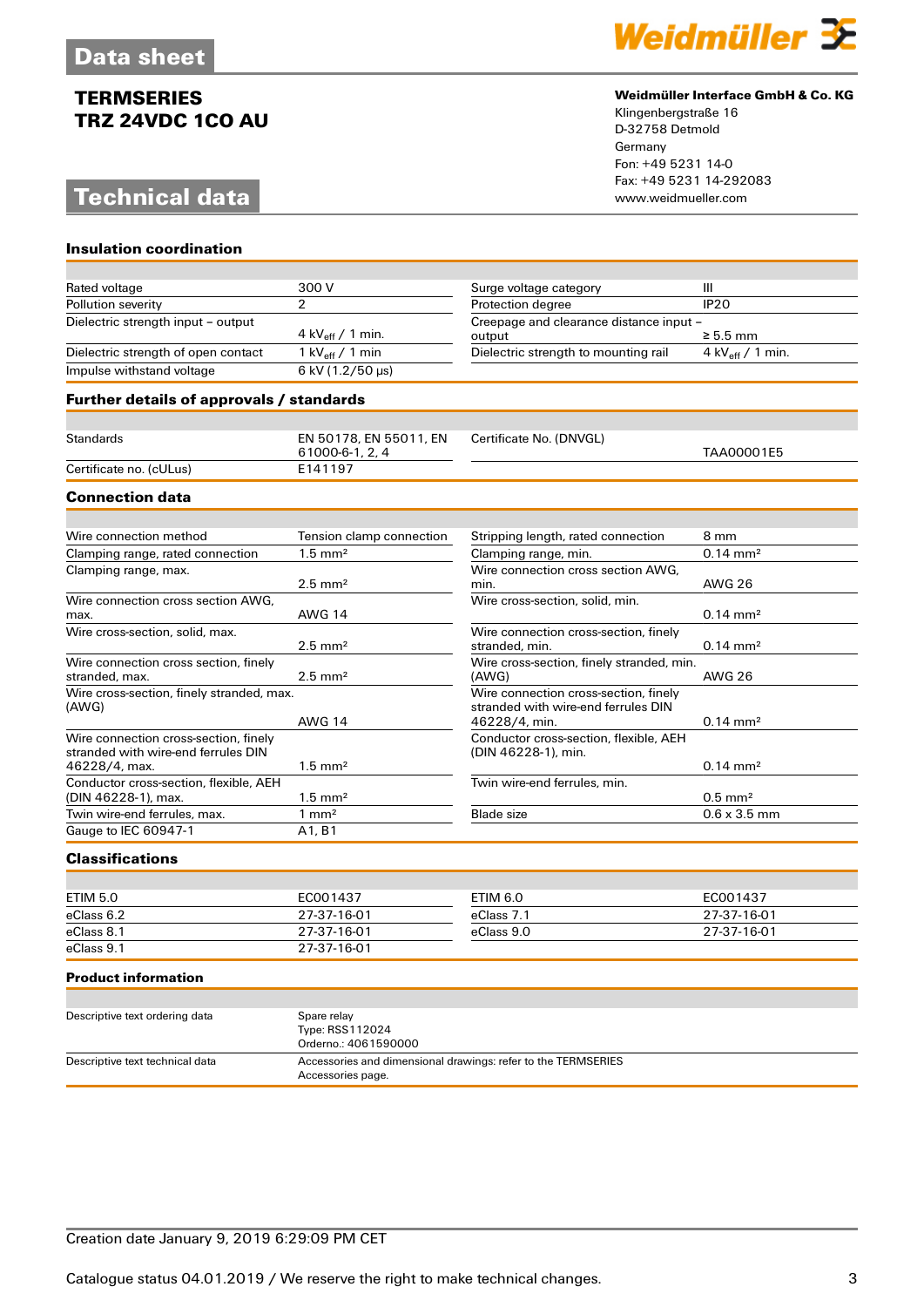# Data sheet

## TERMSERIES
## TRZ 24VDC 1CO AU

**Weidmüller Interface GmbH & Co. KG**
Klingenbergstraße 16
D-32758 Detmold
Germany
Fon: +49 5231 14-0
Fax: +49 5231 14-292083
www.weidmueller.com

# Technical data

### Insulation coordination

| | | | |
|---|---|---|---|
| Rated voltage | 300 V | Surge voltage category | III |
| Pollution severity | 2 | Protection degree | IP20 |
| Dielectric strength input – output | 4 $kV_{eff}$ / 1 min. | Creepage and clearance distance input – output | ≥ 5.5 mm |
| Dielectric strength of open contact | 1 $kV_{eff}$ / 1 min | Dielectric strength to mounting rail | 4 $kV_{eff}$ / 1 min. |
| Impulse withstand voltage | 6 kV (1.2/50 µs) | | |

### Further details of approvals / standards

| | | | |
|---|---|---|---|
| Standards | EN 50178, EN 55011, EN 61000-6-1, 2, 4 | Certificate No. (DNVGL) | TAA00001E5 |
| Certificate no. (cULus) | E141197 | | |

### Connection data

| | | | |
|---|---|---|---|
| Wire connection method | Tension clamp connection | Stripping length, rated connection | 8 mm |
| Clamping range, rated connection | 1.5 mm² | Clamping range, min. | 0.14 mm² |
| Clamping range, max. | 2.5 mm² | Wire connection cross section AWG, min. | AWG 26 |
| Wire connection cross section AWG, max. | AWG 14 | Wire cross-section, solid, min. | 0.14 mm² |
| Wire cross-section, solid, max. | 2.5 mm² | Wire connection cross-section, finely stranded, min. | 0.14 mm² |
| Wire connection cross section, finely stranded, max. | 2.5 mm² | Wire cross-section, finely stranded, min. (AWG) | AWG 26 |
| Wire cross-section, finely stranded, max. (AWG) | AWG 14 | Wire connection cross-section, finely stranded with wire-end ferrules DIN 46228/4, min. | 0.14 mm² |
| Wire connection cross-section, finely stranded with wire-end ferrules DIN 46228/4, max. | 1.5 mm² | Conductor cross-section, flexible, AEH (DIN 46228-1), min. | 0.14 mm² |
| Conductor cross-section, flexible, AEH (DIN 46228-1), max. | 1.5 mm² | Twin wire-end ferrules, min. | 0.5 mm² |
| Twin wire-end ferrules, max. | 1 mm² | Blade size | 0.6 x 3.5 mm |
| Gauge to IEC 60947-1 | A1, B1 | | |

### Classifications

| | | | |
|---|---|---|---|
| ETIM 5.0 | EC001437 | ETIM 6.0 | EC001437 |
| eClass 6.2 | 27-37-16-01 | eClass 7.1 | 27-37-16-01 |
| eClass 8.1 | 27-37-16-01 | eClass 9.0 | 27-37-16-01 |
| eClass 9.1 | 27-37-16-01 | | |

### Product information

| | |
|---|---|
| Descriptive text ordering data | Spare relay<br>Type: RSS112024<br>Orderno.: 4061590000 |
| Descriptive text technical data | Accessories and dimensional drawings: refer to the TERMSERIES Accessories page. |

Creation date January 9, 2019 6:29:09 PM CET

Catalogue status 04.01.2019 / We reserve the right to make technical changes.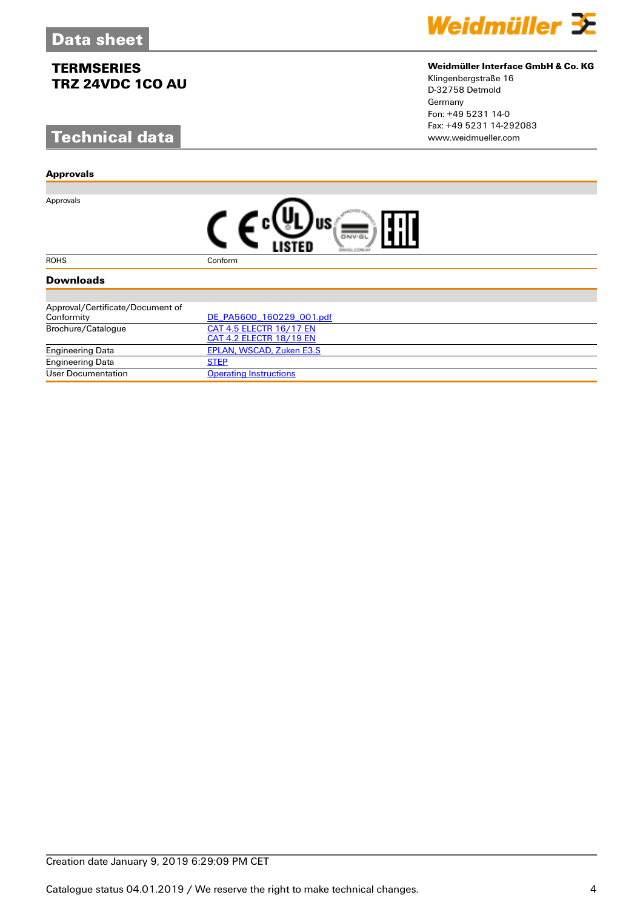# Data sheet

**TERMSERIES**
**TRZ 24VDC 1CO AU**

**Weidmüller Interface GmbH & Co. KG**
Klingenbergstraße 16
D-32758 Detmold
Germany
Fon: +49 5231 14-0
Fax: +49 5231 14-292083
www.weidmueller.com

## Technical data

### Approvals

| | |
|---|---|
| Approvals | |
| ROHS | Conform |

### Downloads

| | |
|---|---|
| Approval/Certificate/Document of Conformity | DE_PA5600_160229_001.pdf |
| Brochure/Catalogue | CAT 4.5 ELECTR 16/17 EN<br>CAT 4.2 ELECTR 18/19 EN |
| Engineering Data | EPLAN, WSCAD, Zuken E3.S |
| Engineering Data | STEP |
| User Documentation | Operating Instructions |

Creation date January 9, 2019 6:29:09 PM CET

Catalogue status 04.01.2019 / We reserve the right to make technical changes.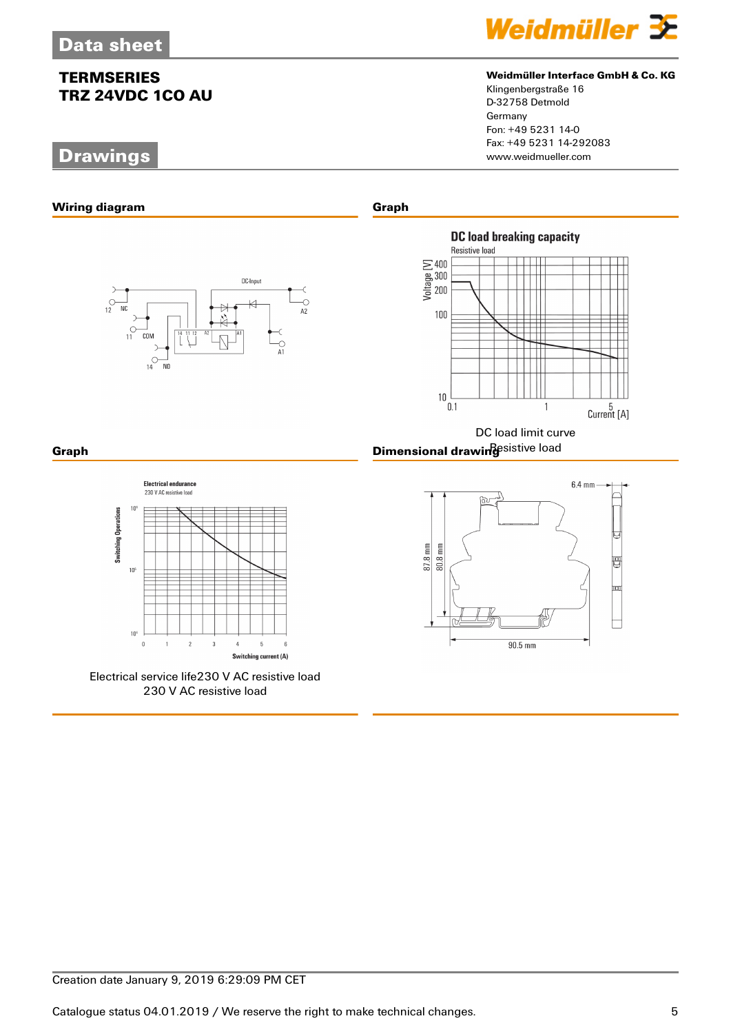# Data sheet

## TERMSERIES
## TRZ 24VDC 1CO AU

**Weidmüller Interface GmbH & Co. KG**
Klingenbergstraße 16
D-32758 Detmold
Germany
Fon: +49 5231 14-0
Fax: +49 5231 14-292083
www.weidmueller.com

# Drawings

### Wiring diagram

### Graph

DC load limit curve
Resistive load

### Graph

Electrical service life230 V AC resistive load
230 V AC resistive load

### Dimensional drawing

Creation date January 9, 2019 6:29:09 PM CET

Catalogue status 04.01.2019 / We reserve the right to make technical changes.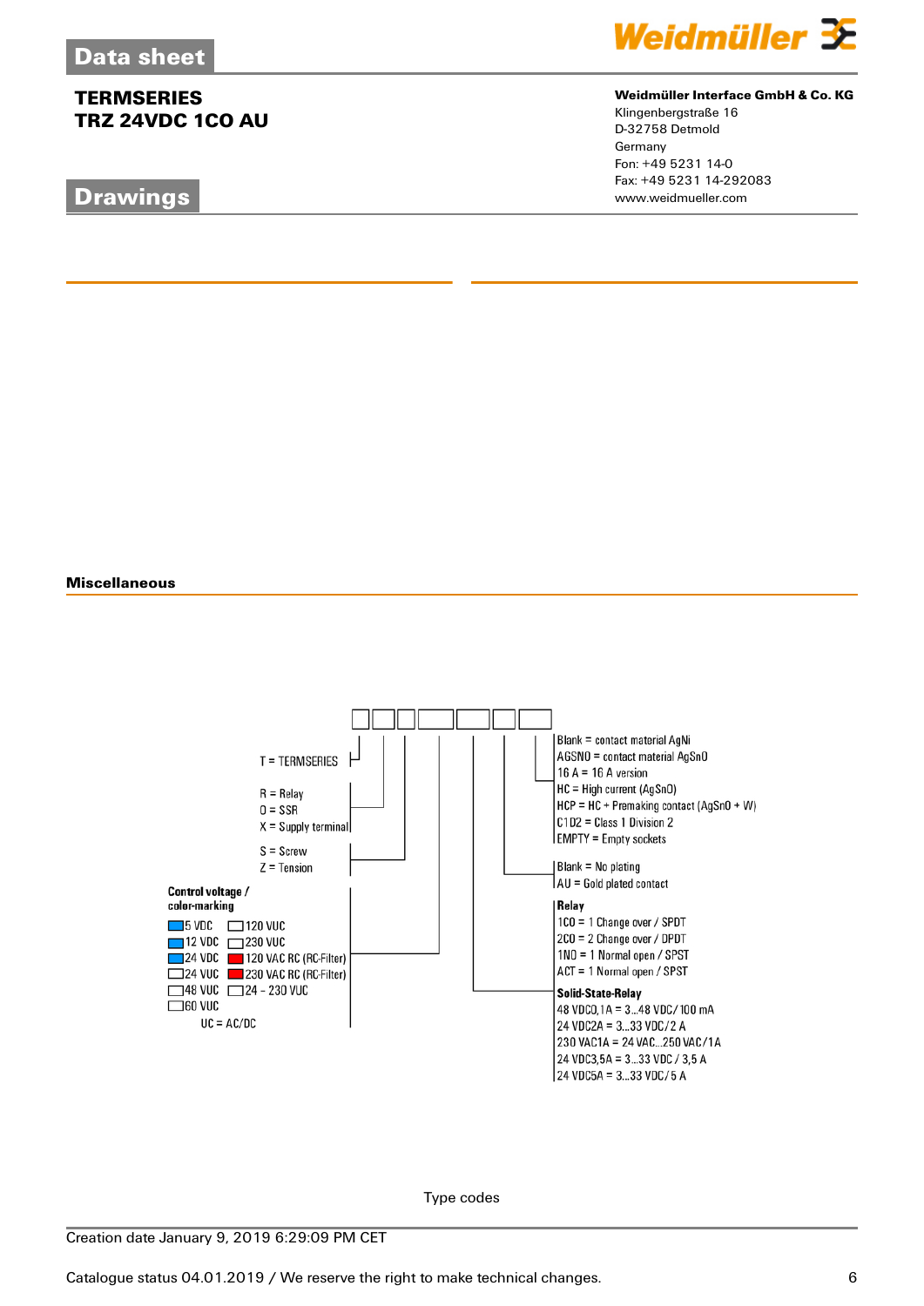## TERMSERIES
## TRZ 24VDC 1CO AU

**Weidmüller Interface GmbH & Co. KG**
Klingenbergstraße 16
D-32758 Detmold
Germany
Fon: +49 5231 14-0
Fax: +49 5231 14-292083
www.weidmueller.com

## Drawings

### Miscellaneous

T = TERMSERIES

R = Relay
O = SSR
X = Supply terminal

S = Screw
Z = Tension

**Control voltage / color-marking**

5 VDC
12 VDC
24 VDC
24 VUC
48 VUC
60 VUC
120 VUC
230 VUC
120 VAC RC (RC-Filter)
230 VAC RC (RC-Filter)
24 - 230 VUC

UC = AC/DC

Blank = contact material AgNi
AGSNO = contact material AgSnO
16 A = 16 A version
HC = High current (AgSnO)
HCP = HC + Premaking contact (AgSnO + W)
C1D2 = Class 1 Division 2
EMPTY = Empty sockets

Blank = No plating
AU = Gold plated contact

**Relay**
1CO = 1 Change over / SPDT
2CO = 2 Change over / DPDT
1NO = 1 Normal open / SPST
ACT = 1 Normal open / SPST

**Solid-State-Relay**
48 VDC0,1A = 3...48 VDC/100 mA
24 VDC2A = 3...33 VDC/2 A
230 VAC1A = 24 VAC...250 VAC/1A
24 VDC3,5A = 3...33 VDC / 3,5 A
24 VDC5A = 3...33 VDC/5 A

Type codes

Creation date January 9, 2019 6:29:09 PM CET

Catalogue status 04.01.2019 / We reserve the right to make technical changes.